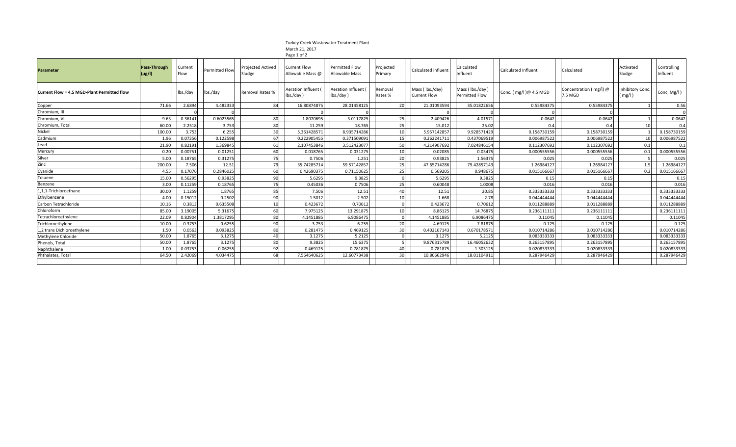Turkey Creek Wastewater Treatment Plant
March 21, 2017

| Parameter | Pass-Through (μg/l) | Current Flow | Permitted Flow | Projected Actived Sludge | Current Flow Allowable Mass @ | Permitted Flow Allowable Mass | Projected Primary | Calculated influent | Calculated Influent | Calculated Influent | Calculated | Activated Sludge | Controlling Influent |
|---|---|---|---|---|---|---|---|---|---|---|---|---|---|
| Current Flow = 4.5 MGD-Plant Permitted flow | | lbs./day | lbs./day | Removal Rates % | Aeration Influent ( lbs./day ) | Aeration Influent ( lbs./day ) | Removal Rates % | Mass ( lbs./day) Current Flow | Mass ( lbs./day ) Permitted Flow | Conc. ( mg/l )@ 4.5 MGD | Concentration ( mg/l) @ 7.5 MGD | Inhibitory Conc. ( mg/l ) | Conc. Mg/l ) |
| Copper | 71.66 | 2.6894 | 4.482333 | 84 | 16.80874875 | 28.01458125 | 20 | 21.01093594 | 35.01822656 | 0.55984375 | 0.55984375 | 1 | 0.56 |
| Chromium, III | | 0 | 0 | | | 0 | 0 | | 0 | 0 | 0 | | 0 |
| Chromium, VI | 9.63 | 0.36141 | 0.6023565 | 80 | 1.8070695 | 3.0117825 | 25 | 2.409426 | 4.01571 | 0.0642 | 0.0642 | 1 | 0.0642 |
| Chromium, Total | 60.00 | 2.2518 | 3.753 | 80 | 11.259 | 18.765 | 25 | 15.012 | 25.02 | 0.4 | 0.4 | 10 | 0.4 |
| Nickel | 100.00 | 3.753 | 6.255 | 30 | 5.361428571 | 8.935714286 | 10 | 5.957142857 | 9.928571429 | 0.158730159 | 0.158730159 | 1 | 0.158730159 |
| Cadmium | 1.96 | 0.07356 | 0.122598 | 67 | 0.222905455 | 0.371509091 | 15 | 0.262241711 | 0.437069519 | 0.006987522 | 0.006987522 | 10 | 0.006987522 |
| Lead | 21.90 | 0.82191 | 1.369845 | 61 | 2.107453846 | 3.512423077 | 50 | 4.214907692 | 7.024846154 | 0.112307692 | 0.112307692 | 0.1 | 0.1 |
| Mercury | 0.20 | 0.00751 | 0.01251 | 60 | 0.018765 | 0.031275 | 10 | 0.02085 | 0.03475 | 0.000555556 | 0.000555556 | 0.1 | 0.000555556 |
| Silver | 5.00 | 0.18765 | 0.31275 | 75 | 0.7506 | 1.251 | 20 | 0.93825 | 1.56375 | 0.025 | 0.025 | 5 | 0.025 |
| Zinc | 200.00 | 7.506 | 12.51 | 79 | 35.74285714 | 59.57142857 | 25 | 47.65714286 | 79.42857143 | 1.26984127 | 1.26984127 | 1.5 | 1.26984127 |
| Cyanide | 4.55 | 0.17076 | 0.2846025 | 60 | 0.42690375 | 0.71150625 | 25 | 0.569205 | 0.948675 | 0.015166667 | 0.015166667 | 0.3 | 0.015166667 |
| Toluene | 15.00 | 0.56295 | 0.93825 | 90 | 5.6295 | 9.3825 | 0 | 5.6295 | 9.3825 | 0.15 | 0.15 | | 0.15 |
| Benzene | 3.00 | 0.11259 | 0.18765 | 75 | 0.45036 | 0.7506 | 25 | 0.60048 | 1.0008 | 0.016 | 0.016 | | 0.016 |
| 1,1,1-Trichloroethane | 30.00 | 1.1259 | 1.8765 | 85 | 7.506 | 12.51 | 40 | 12.51 | 20.85 | 0.333333333 | 0.333333333 | | 0.333333333 |
| Ethylbenzene | 4.00 | 0.15012 | 0.2502 | 90 | 1.5012 | 2.502 | 10 | 1.668 | 2.78 | 0.044444444 | 0.044444444 | | 0.044444444 |
| Carbon Tetrachloride | 10.16 | 0.3813 | 0.635508 | 10 | 0.423672 | 0.70612 | 0 | 0.423672 | 0.70612 | 0.011288889 | 0.011288889 | | 0.011288889 |
| Chloroform | 85.00 | 3.19005 | 5.31675 | 60 | 7.975125 | 13.291875 | 10 | 8.86125 | 14.76875 | 0.236111111 | 0.236111111 | | 0.236111111 |
| Tetrachloroethylene | 22.09 | 0.82904 | 1.3817295 | 80 | 4.1451885 | 6.9086475 | 0 | 4.1451885 | 6.9086475 | 0.11045 | 0.11045 | | 0.11045 |
| Trichloroethylene | 10.00 | 0.3753 | 0.6255 | 90 | 3.753 | 6.255 | 20 | 4.69125 | 7.81875 | 0.125 | 0.125 | | 0.125 |
| 1,2 trans Dichloroethylene | 1.50 | 0.0563 | 0.093825 | 80 | 0.281475 | 0.469125 | 30 | 0.402107143 | 0.670178571 | 0.010714286 | 0.010714286 | | 0.010714286 |
| Methylene Chloride | 50.00 | 1.8765 | 3.1275 | 40 | 3.1275 | 5.2125 | 0 | 3.1275 | 5.2125 | 0.083333333 | 0.083333333 | | 0.083333333 |
| Phenols, Total | 50.00 | 1.8765 | 3.1275 | 80 | 9.3825 | 15.6375 | 5 | 9.876315789 | 16.46052632 | 0.263157895 | 0.263157895 | | 0.263157895 |
| Naphthalene | 1.00 | 0.03753 | 0.06255 | 92 | 0.469125 | 0.781875 | 40 | 0.781875 | 1.303125 | 0.020833333 | 0.020833333 | | 0.020833333 |
| Phthalates, Total | 64.50 | 2.42069 | 4.034475 | 68 | 7.564640625 | 12.60773438 | 30 | 10.80662946 | 18.01104911 | 0.287946429 | 0.287946429 | | 0.287946429 |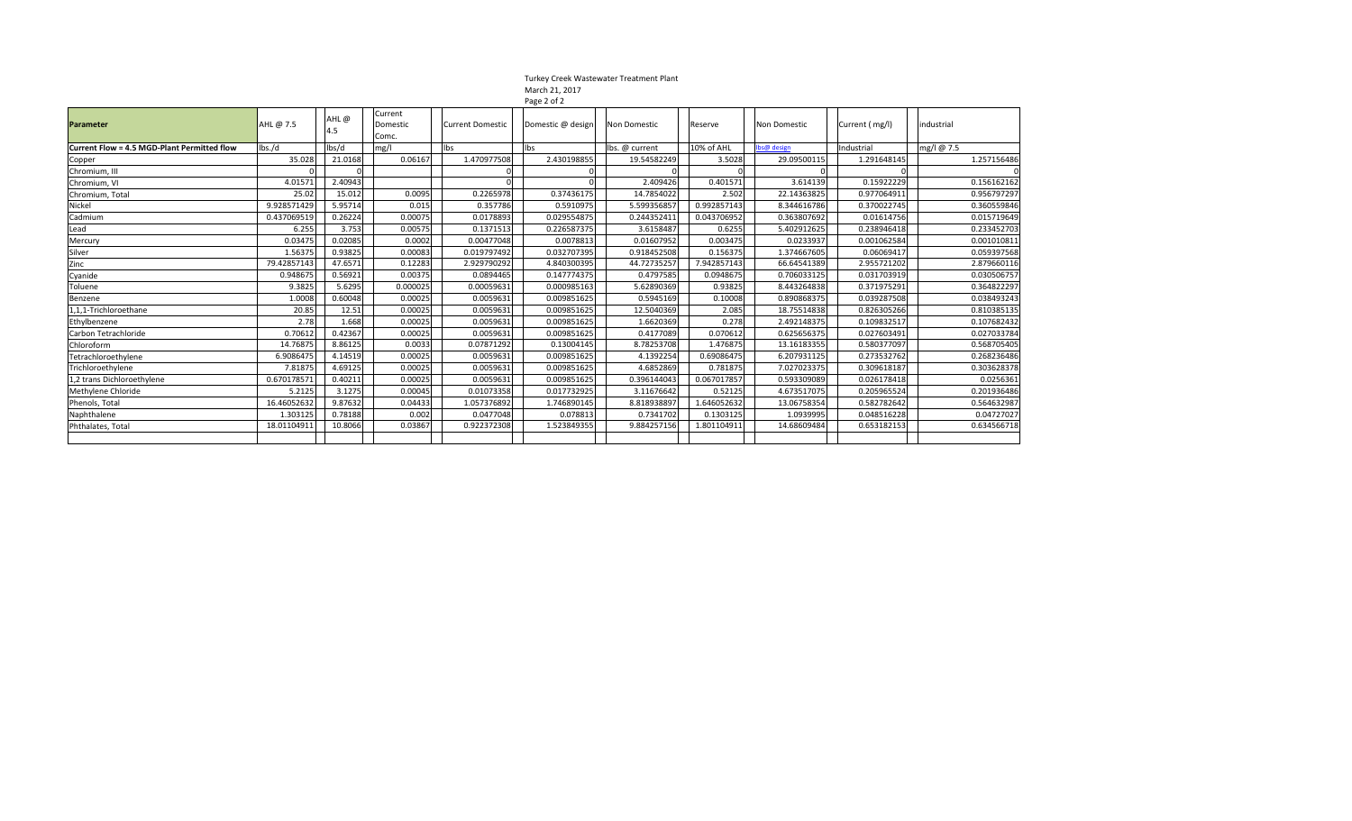Turkey Creek Wastewater Treatment Plant
March 21, 2017

| Parameter | AHL @ 7.5 | AHL @ 4.5 | Current Domestic Comc. | Current Domestic | Domestic @ design | Non Domestic | Reserve | Non Domestic | Current ( mg/l) | industrial |
|---|---|---|---|---|---|---|---|---|---|---|
| **Current Flow = 4.5 MGD-Plant Permitted flow** | lbs./d | lbs/d | mg/l | lbs | lbs | lbs. @ current | 10% of AHL | lbs@ design | Industrial | mg/l @ 7.5 |
| Copper | 35.028 | 21.0168 | 0.06167 | 1.470977508 | 2.430198855 | 19.54582249 | 3.5028 | 29.09500115 | 1.291648145 | 1.257156486 |
| Chromium, III | 0 | 0 | | 0 | 0 | 0 | 0 | 0 | 0 | 0 |
| Chromium, VI | 4.01571 | 2.40943 | | 0 | 0 | 2.409426 | 0.401571 | 3.614139 | 0.15922229 | 0.156162162 |
| Chromium, Total | 25.02 | 15.012 | 0.0095 | 0.2265978 | 0.37436175 | 14.7854022 | 2.502 | 22.14363825 | 0.977064911 | 0.956797297 |
| Nickel | 9.928571429 | 5.95714 | 0.015 | 0.357786 | 0.5910975 | 5.599356857 | 0.992857143 | 8.344616786 | 0.370022745 | 0.360559846 |
| Cadmium | 0.437069519 | 0.26224 | 0.00075 | 0.0178893 | 0.029554875 | 0.244352411 | 0.043706952 | 0.363807692 | 0.01614756 | 0.015719649 |
| Lead | 6.255 | 3.753 | 0.00575 | 0.1371513 | 0.226587375 | 3.6158487 | 0.6255 | 5.402912625 | 0.238946418 | 0.233452703 |
| Mercury | 0.03475 | 0.02085 | 0.0002 | 0.00477048 | 0.0078813 | 0.01607952 | 0.003475 | 0.0233937 | 0.001062584 | 0.001010811 |
| Silver | 1.56375 | 0.93825 | 0.00083 | 0.019797492 | 0.032707395 | 0.918452508 | 0.156375 | 1.374667605 | 0.06069417 | 0.059397568 |
| Zinc | 79.42857143 | 47.6571 | 0.12283 | 2.929790292 | 4.840300395 | 44.72735257 | 7.942857143 | 66.64541389 | 2.955721202 | 2.879660116 |
| Cyanide | 0.948675 | 0.56921 | 0.00375 | 0.0894465 | 0.147774375 | 0.4797585 | 0.0948675 | 0.706033125 | 0.031703919 | 0.030506757 |
| Toluene | 9.3825 | 5.6295 | 0.000025 | 0.00059631 | 0.000985163 | 5.62890369 | 0.93825 | 8.443264838 | 0.371975291 | 0.364822297 |
| Benzene | 1.0008 | 0.60048 | 0.00025 | 0.0059631 | 0.009851625 | 0.5945169 | 0.10008 | 0.890868375 | 0.039287508 | 0.038493243 |
| 1,1,1-Trichloroethane | 20.85 | 12.51 | 0.00025 | 0.0059631 | 0.009851625 | 12.5040369 | 2.085 | 18.75514838 | 0.826305266 | 0.810385135 |
| Ethylbenzene | 2.78 | 1.668 | 0.00025 | 0.0059631 | 0.009851625 | 1.6620369 | 0.278 | 2.492148375 | 0.109832517 | 0.107682432 |
| Carbon Tetrachloride | 0.70612 | 0.42367 | 0.00025 | 0.0059631 | 0.009851625 | 0.4177089 | 0.070612 | 0.625656375 | 0.027603491 | 0.027033784 |
| Chloroform | 14.76875 | 8.86125 | 0.0033 | 0.07871292 | 0.13004145 | 8.78253708 | 1.476875 | 13.16183355 | 0.580377097 | 0.568705405 |
| Tetrachloroethylene | 6.9086475 | 4.14519 | 0.00025 | 0.0059631 | 0.009851625 | 4.1392254 | 0.69086475 | 6.207931125 | 0.273532762 | 0.268236486 |
| Trichloroethylene | 7.81875 | 4.69125 | 0.00025 | 0.0059631 | 0.009851625 | 4.6852869 | 0.781875 | 7.027023375 | 0.309618187 | 0.303628378 |
| 1,2 trans Dichloroethylene | 0.670178571 | 0.40211 | 0.00025 | 0.0059631 | 0.009851625 | 0.396144043 | 0.067017857 | 0.593309089 | 0.026178418 | 0.0256361 |
| Methylene Chloride | 5.2125 | 3.1275 | 0.00045 | 0.01073358 | 0.017732925 | 3.11676642 | 0.52125 | 4.673517075 | 0.205965524 | 0.201936486 |
| Phenols, Total | 16.46052632 | 9.87632 | 0.04433 | 1.057376892 | 1.746890145 | 8.818938897 | 1.646052632 | 13.06758354 | 0.582782642 | 0.564632987 |
| Naphthalene | 1.303125 | 0.78188 | 0.002 | 0.0477048 | 0.078813 | 0.7341702 | 0.1303125 | 1.0939995 | 0.048516228 | 0.04727027 |
| Phthalates, Total | 18.01104911 | 10.8066 | 0.03867 | 0.922372308 | 1.523849355 | 9.884257156 | 1.801104911 | 14.68609484 | 0.653182153 | 0.634566718 |